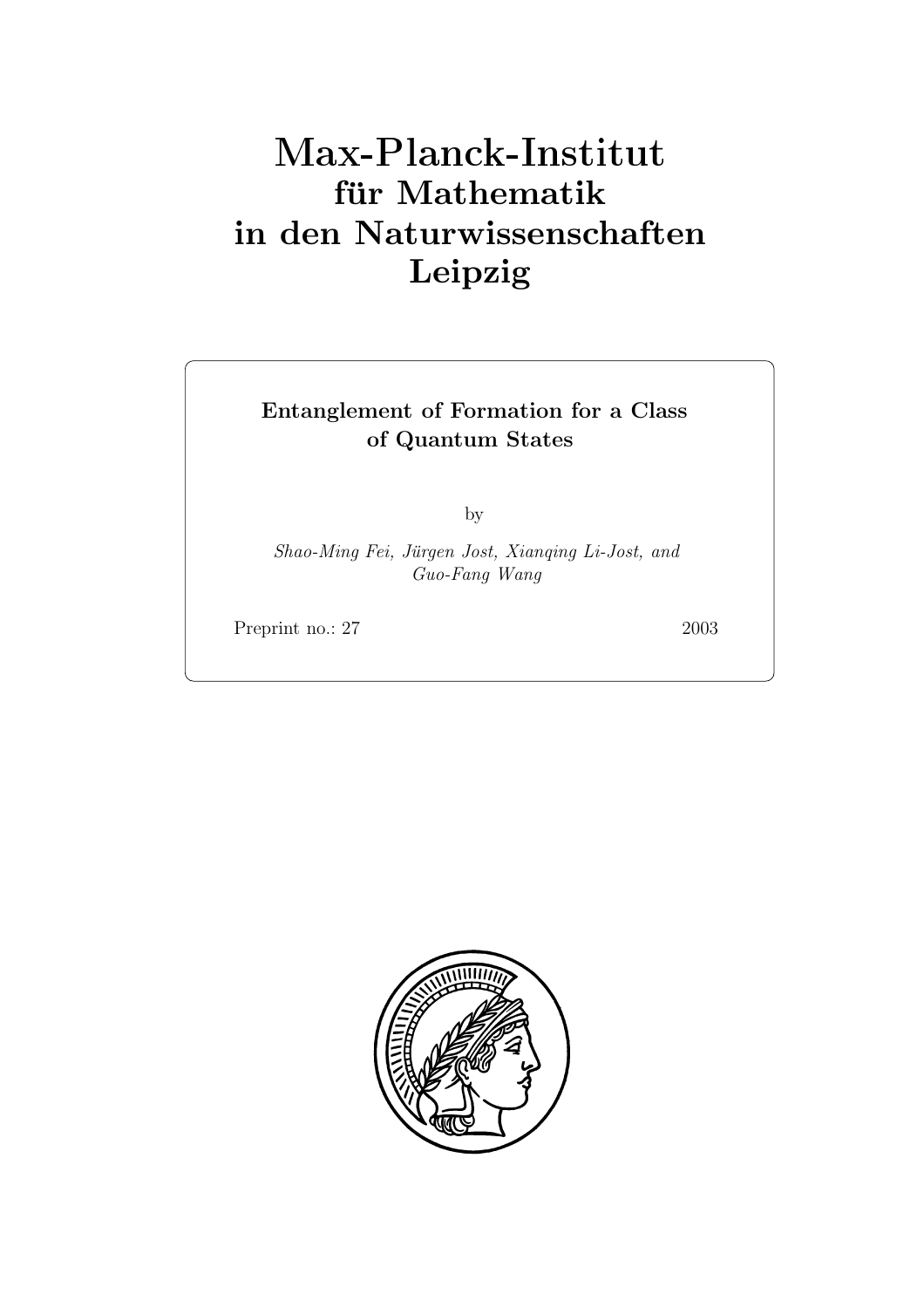# Max-Planck-Institut
## für Mathematik
## in den Naturwissenschaften
## Leipzig

**Entanglement of Formation for a Class of Quantum States**

by

*Shao-Ming Fei, Jürgen Jost, Xianqing Li-Jost, and Guo-Fang Wang*

Preprint no.: 27 2003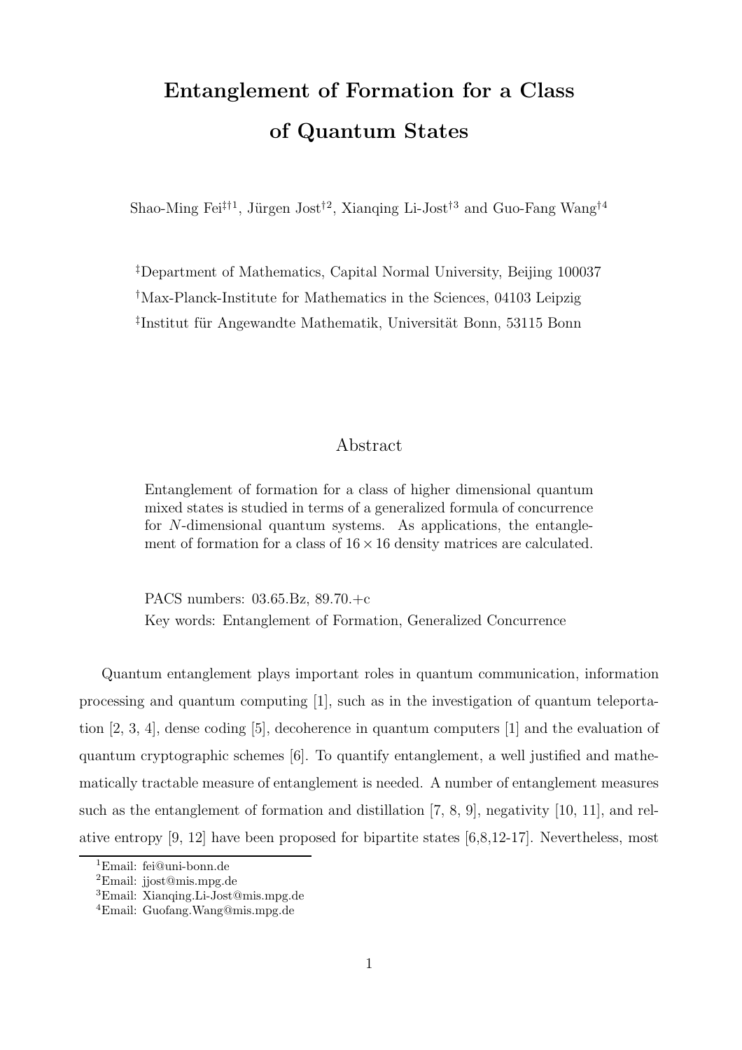# Entanglement of Formation for a Class of Quantum States

Shao-Ming Fei[‡†1], Jürgen Jost[†2], Xianqing Li-Jost[†3] and Guo-Fang Wang[†4]

[‡]Department of Mathematics, Capital Normal University, Beijing 100037

[†]Max-Planck-Institute for Mathematics in the Sciences, 04103 Leipzig

[‡]Institut für Angewandte Mathematik, Universität Bonn, 53115 Bonn

## Abstract

Entanglement of formation for a class of higher dimensional quantum mixed states is studied in terms of a generalized formula of concurrence for $N$-dimensional quantum systems. As applications, the entanglement of formation for a class of $16 \times 16$ density matrices are calculated.

PACS numbers: 03.65.Bz, 89.70.+c

Key words: Entanglement of Formation, Generalized Concurrence

Quantum entanglement plays important roles in quantum communication, information processing and quantum computing [1], such as in the investigation of quantum teleportation [2, 3, 4], dense coding [5], decoherence in quantum computers [1] and the evaluation of quantum cryptographic schemes [6]. To quantify entanglement, a well justified and mathematically tractable measure of entanglement is needed. A number of entanglement measures such as the entanglement of formation and distillation [7, 8, 9], negativity [10, 11], and relative entropy [9, 12] have been proposed for bipartite states [6,8,12-17]. Nevertheless, most

[1]Email: fei@uni-bonn.de

[2]Email: jjost@mis.mpg.de

[3]Email: Xianqing.Li-Jost@mis.mpg.de

[4]Email: Guofang.Wang@mis.mpg.de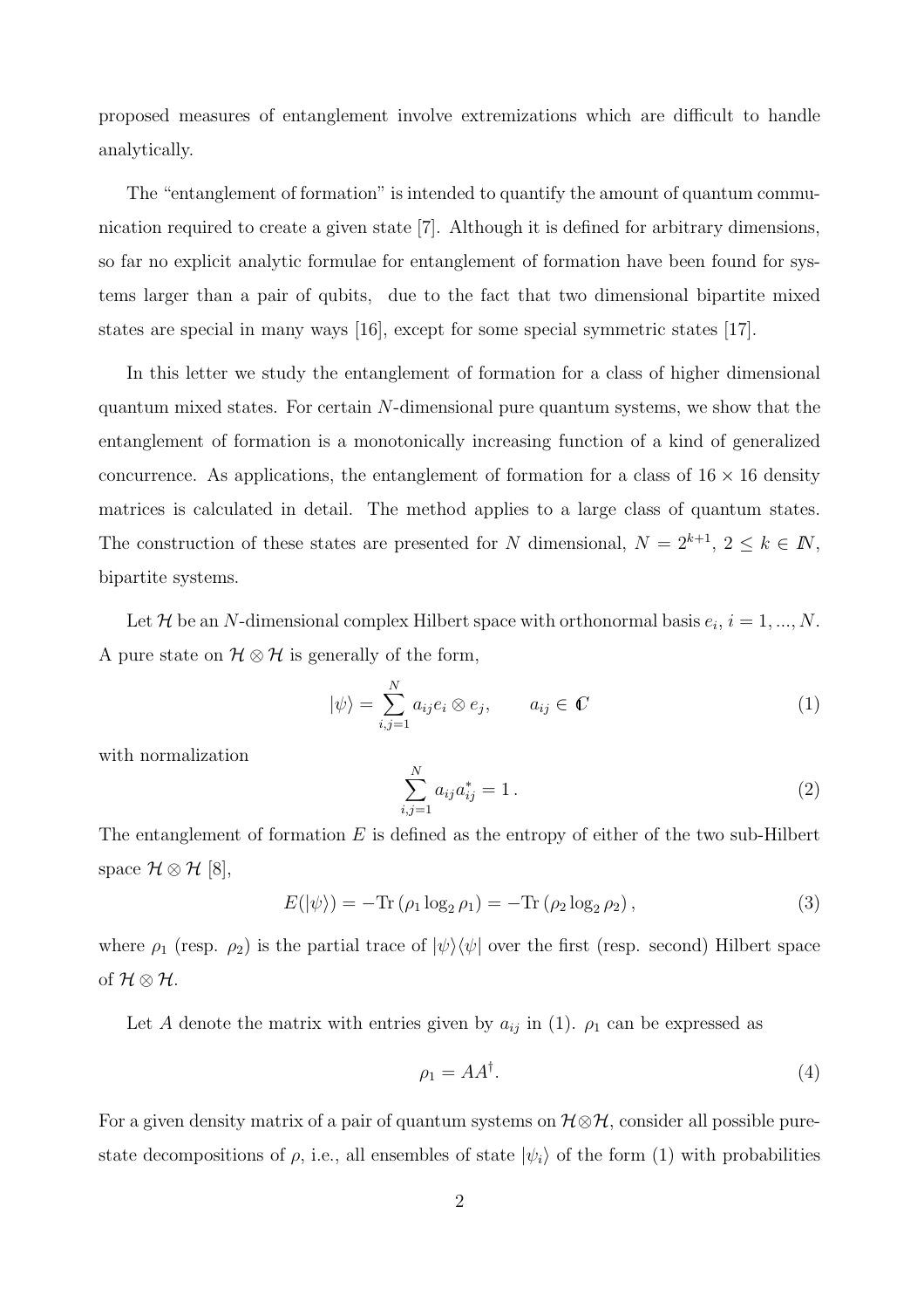proposed measures of entanglement involve extremizations which are difficult to handle analytically.

The "entanglement of formation" is intended to quantify the amount of quantum communication required to create a given state [7]. Although it is defined for arbitrary dimensions, so far no explicit analytic formulae for entanglement of formation have been found for systems larger than a pair of qubits, due to the fact that two dimensional bipartite mixed states are special in many ways [16], except for some special symmetric states [17].

In this letter we study the entanglement of formation for a class of higher dimensional quantum mixed states. For certain $N$-dimensional pure quantum systems, we show that the entanglement of formation is a monotonically increasing function of a kind of generalized concurrence. As applications, the entanglement of formation for a class of $16 \times 16$ density matrices is calculated in detail. The method applies to a large class of quantum states. The construction of these states are presented for $N$ dimensional, $N = 2^{k+1}$, $2 \leq k \in I\!N$, bipartite systems.

Let $\mathcal{H}$ be an $N$-dimensional complex Hilbert space with orthonormal basis $e_i$, $i = 1, ..., N$. A pure state on $\mathcal{H} \otimes \mathcal{H}$ is generally of the form,

$$
|\psi\rangle = \sum_{i,j=1}^{N} a_{ij} e_i \otimes e_j, \qquad a_{ij} \in \mathbb{C} \tag{1}
$$

with normalization

$$
\sum_{i,j=1}^{N} a_{ij} a_{ij}^* = 1 \,. \tag{2}
$$

The entanglement of formation $E$ is defined as the entropy of either of the two sub-Hilbert space $\mathcal{H} \otimes \mathcal{H}$ [8],

$$
E(|\psi\rangle) = -\mathrm{Tr}\,(\rho_1 \log_2 \rho_1) = -\mathrm{Tr}\,(\rho_2 \log_2 \rho_2)\,, \tag{3}
$$

where $\rho_1$ (resp. $\rho_2$) is the partial trace of $|\psi\rangle\langle\psi|$ over the first (resp. second) Hilbert space of $\mathcal{H} \otimes \mathcal{H}$.

Let $A$ denote the matrix with entries given by $a_{ij}$ in (1). $\rho_1$ can be expressed as

$$
\rho_1 = AA^{\dagger}. \tag{4}
$$

For a given density matrix of a pair of quantum systems on $\mathcal{H} \otimes \mathcal{H}$, consider all possible pure-state decompositions of $\rho$, i.e., all ensembles of state $|\psi_i\rangle$ of the form (1) with probabilities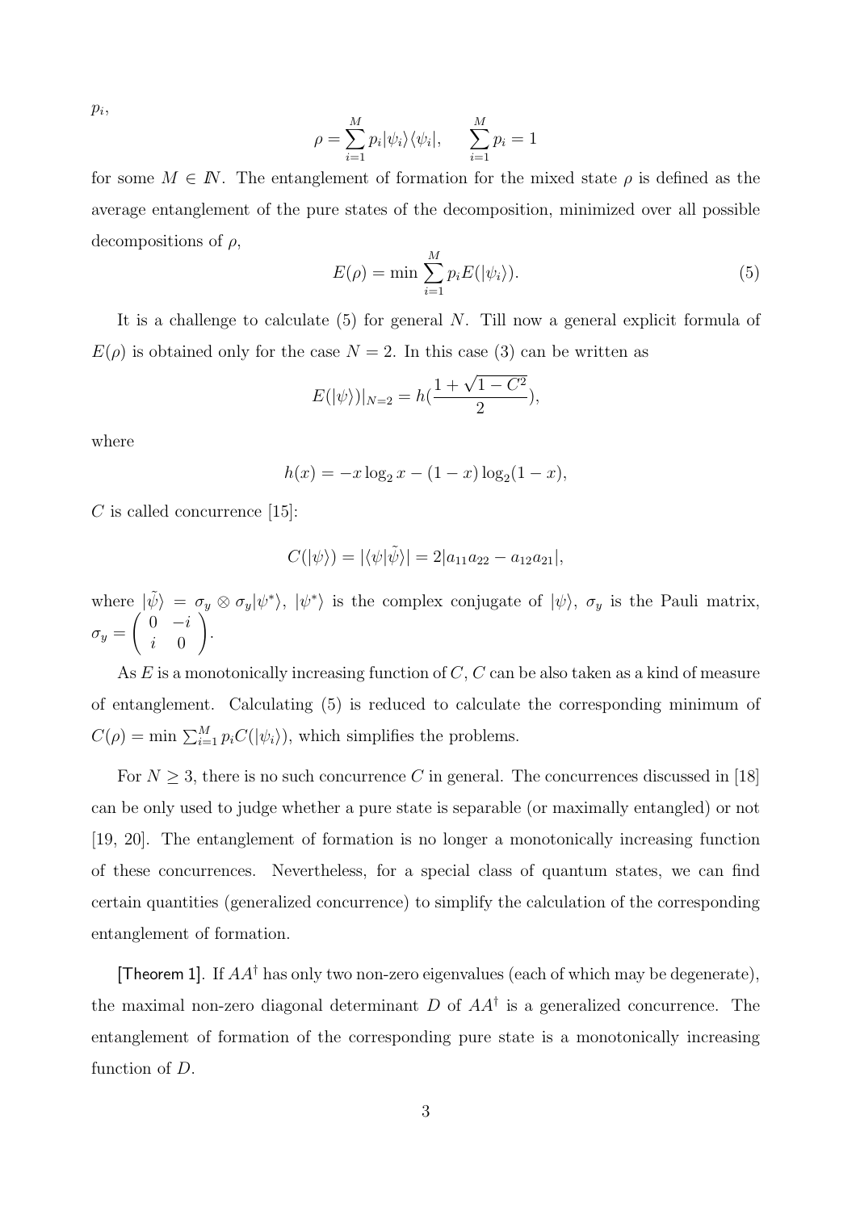$p_i$,

$$\rho = \sum_{i=1}^{M} p_i |\psi_i\rangle\langle\psi_i|, \qquad \sum_{i=1}^{M} p_i = 1$$

for some $M \in I\!N$. The entanglement of formation for the mixed state $\rho$ is defined as the average entanglement of the pure states of the decomposition, minimized over all possible decompositions of $\rho$,

$$E(\rho) = \min \sum_{i=1}^{M} p_i E(|\psi_i\rangle). \tag{5}$$

It is a challenge to calculate (5) for general $N$. Till now a general explicit formula of $E(\rho)$ is obtained only for the case $N = 2$. In this case (3) can be written as

$$E(|\psi\rangle)|_{N=2} = h(\frac{1 + \sqrt{1 - C^2}}{2}),$$

where

$$h(x) = -x \log_2 x - (1 - x) \log_2(1 - x),$$

$C$ is called concurrence [15]:

$$C(|\psi\rangle) = |\langle\psi|\tilde{\psi}\rangle| = 2|a_{11}a_{22} - a_{12}a_{21}|,$$

where $|\tilde{\psi}\rangle = \sigma_y \otimes \sigma_y |\psi^*\rangle$, $|\psi^*\rangle$ is the complex conjugate of $|\psi\rangle$, $\sigma_y$ is the Pauli matrix, $\sigma_y = \begin{pmatrix} 0 & -i \\ i & 0 \end{pmatrix}$.

As $E$ is a monotonically increasing function of $C$, $C$ can be also taken as a kind of measure of entanglement. Calculating (5) is reduced to calculate the corresponding minimum of $C(\rho) = \min \sum_{i=1}^{M} p_i C(|\psi_i\rangle)$, which simplifies the problems.

For $N \geq 3$, there is no such concurrence $C$ in general. The concurrences discussed in [18] can be only used to judge whether a pure state is separable (or maximally entangled) or not [19, 20]. The entanglement of formation is no longer a monotonically increasing function of these concurrences. Nevertheless, for a special class of quantum states, we can find certain quantities (generalized concurrence) to simplify the calculation of the corresponding entanglement of formation.

[Theorem 1]. If $AA^\dagger$ has only two non-zero eigenvalues (each of which may be degenerate), the maximal non-zero diagonal determinant $D$ of $AA^\dagger$ is a generalized concurrence. The entanglement of formation of the corresponding pure state is a monotonically increasing function of $D$.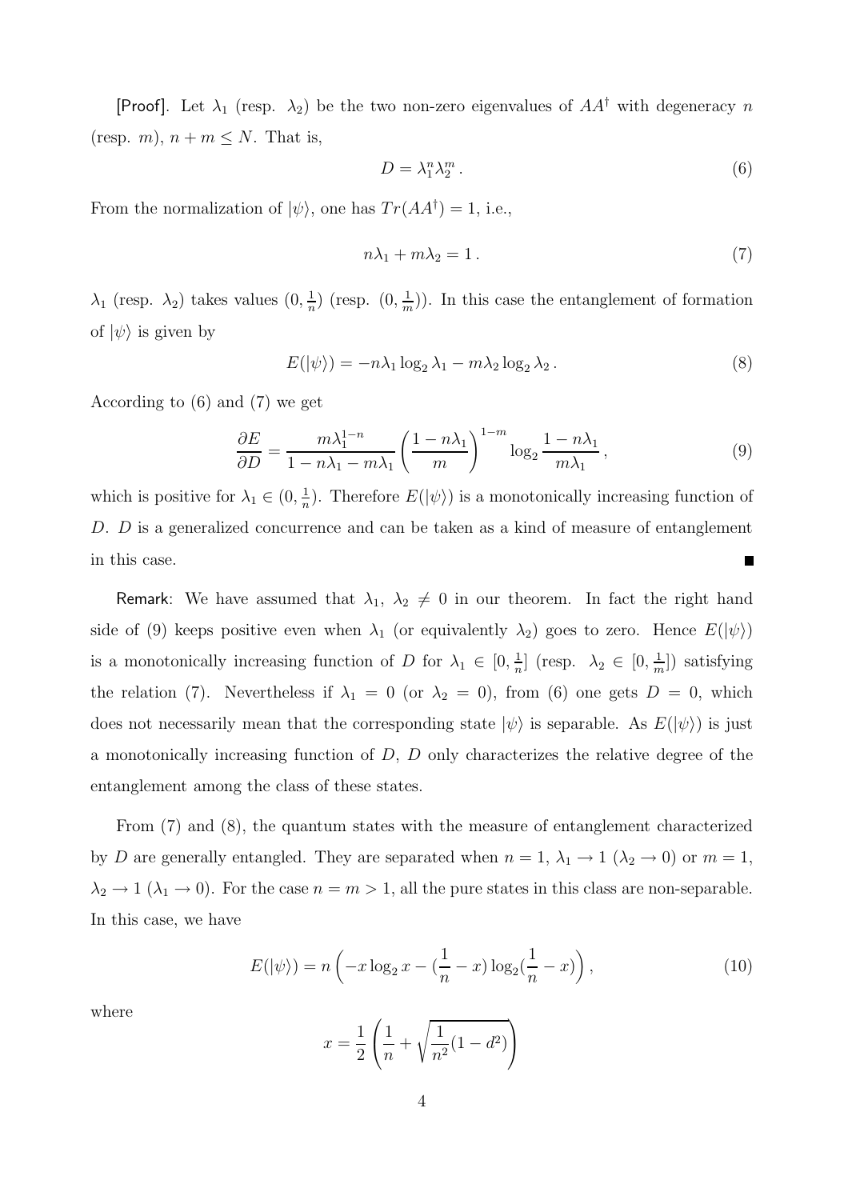[Proof]. Let $\lambda_1$ (resp. $\lambda_2$) be the two non-zero eigenvalues of $AA^\dagger$ with degeneracy $n$ (resp. $m$), $n + m \leq N$. That is,

$$D = \lambda_1^n \lambda_2^m \,. \tag{6}$$

From the normalization of $|\psi\rangle$, one has $Tr(AA^\dagger) = 1$, i.e.,

$$n\lambda_1 + m\lambda_2 = 1 \,. \tag{7}$$

$\lambda_1$ (resp. $\lambda_2$) takes values $(0, \frac{1}{n})$ (resp. $(0, \frac{1}{m})$). In this case the entanglement of formation of $|\psi\rangle$ is given by

$$E(|\psi\rangle) = -n\lambda_1 \log_2 \lambda_1 - m\lambda_2 \log_2 \lambda_2 \,. \tag{8}$$

According to (6) and (7) we get

$$\frac{\partial E}{\partial D} = \frac{m\lambda_1^{1-n}}{1 - n\lambda_1 - m\lambda_1} \left( \frac{1 - n\lambda_1}{m} \right)^{1-m} \log_2 \frac{1 - n\lambda_1}{m\lambda_1} \,, \tag{9}$$

which is positive for $\lambda_1 \in (0, \frac{1}{n})$. Therefore $E(|\psi\rangle)$ is a monotonically increasing function of $D$. $D$ is a generalized concurrence and can be taken as a kind of measure of entanglement in this case. ∎

Remark: We have assumed that $\lambda_1$, $\lambda_2 \neq 0$ in our theorem. In fact the right hand side of (9) keeps positive even when $\lambda_1$ (or equivalently $\lambda_2$) goes to zero. Hence $E(|\psi\rangle)$ is a monotonically increasing function of $D$ for $\lambda_1 \in [0, \frac{1}{n}]$ (resp. $\lambda_2 \in [0, \frac{1}{m}]$) satisfying the relation (7). Nevertheless if $\lambda_1 = 0$ (or $\lambda_2 = 0$), from (6) one gets $D = 0$, which does not necessarily mean that the corresponding state $|\psi\rangle$ is separable. As $E(|\psi\rangle)$ is just a monotonically increasing function of $D$, $D$ only characterizes the relative degree of the entanglement among the class of these states.

From (7) and (8), the quantum states with the measure of entanglement characterized by $D$ are generally entangled. They are separated when $n = 1$, $\lambda_1 \to 1$ ($\lambda_2 \to 0$) or $m = 1$, $\lambda_2 \to 1$ ($\lambda_1 \to 0$). For the case $n = m > 1$, all the pure states in this class are non-separable. In this case, we have

$$E(|\psi\rangle) = n \left( -x \log_2 x - (\frac{1}{n} - x) \log_2 (\frac{1}{n} - x) \right) , \tag{10}$$

where

$$x = \frac{1}{2} \left( \frac{1}{n} + \sqrt{\frac{1}{n^2}(1 - d^2)} \right)$$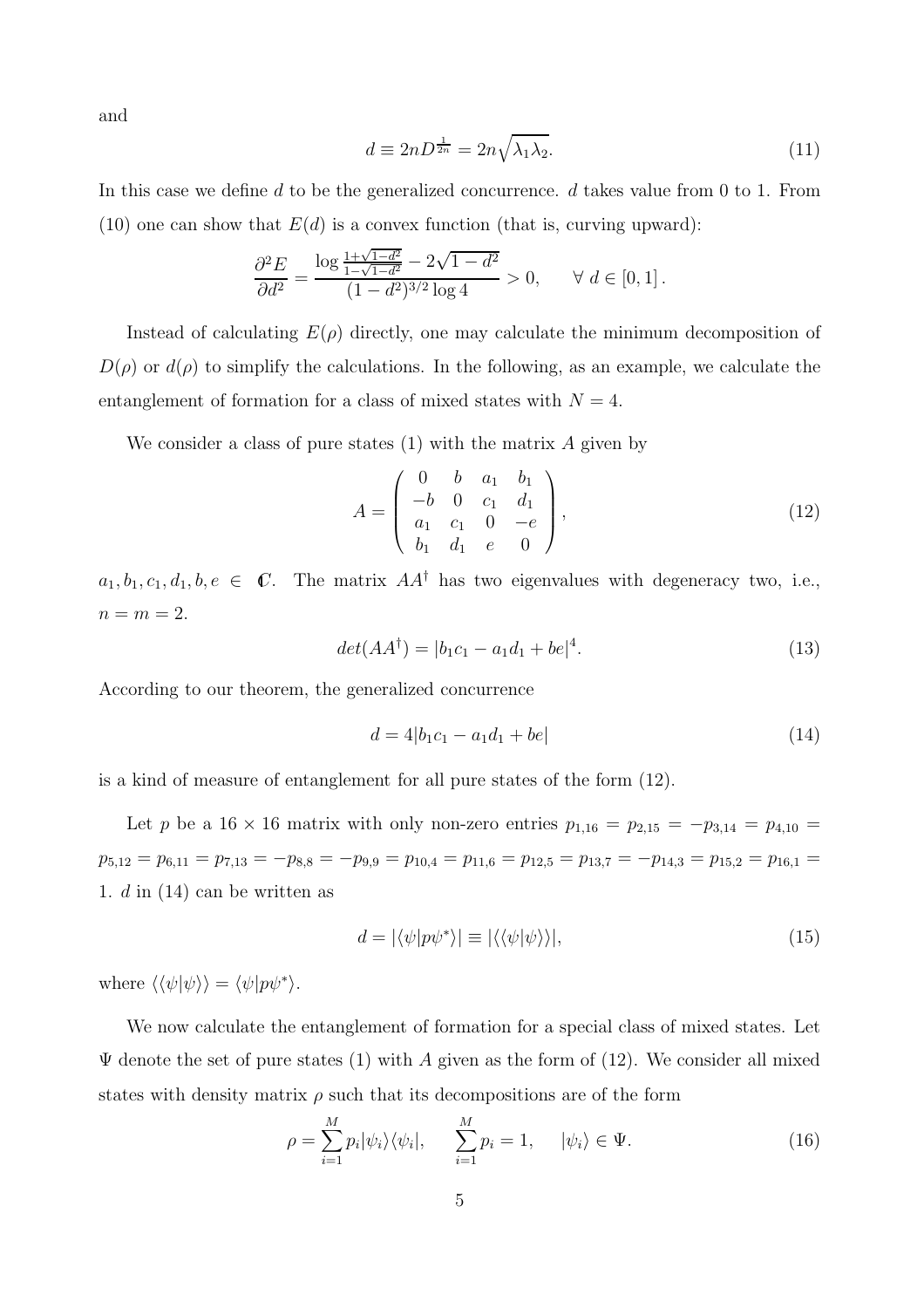and

$$
d \equiv 2nD^{\frac{1}{2n}} = 2n\sqrt{\lambda_1\lambda_2}. \tag{11}
$$

In this case we define $d$ to be the generalized concurrence. $d$ takes value from 0 to 1. From (10) one can show that $E(d)$ is a convex function (that is, curving upward):

$$
\frac{\partial^2 E}{\partial d^2} = \frac{\log \frac{1+\sqrt{1-d^2}}{1-\sqrt{1-d^2}} - 2\sqrt{1-d^2}}{(1-d^2)^{3/2}\log 4} > 0, \qquad \forall\ d \in [0,1]\,.
$$

Instead of calculating $E(\rho)$ directly, one may calculate the minimum decomposition of $D(\rho)$ or $d(\rho)$ to simplify the calculations. In the following, as an example, we calculate the entanglement of formation for a class of mixed states with $N = 4$.

We consider a class of pure states (1) with the matrix $A$ given by

$$
A = \left( \begin{array}{cccc} 0 & b & a_1 & b_1 \\ -b & 0 & c_1 & d_1 \\ a_1 & c_1 & 0 & -e \\ b_1 & d_1 & e & 0 \end{array} \right), \tag{12}
$$

$a_1, b_1, c_1, d_1, b, e \in \mathbb{C}$. The matrix $AA^\dagger$ has two eigenvalues with degeneracy two, i.e., $n = m = 2$.

$$
det(AA^\dagger) = |b_1 c_1 - a_1 d_1 + be|^4. \tag{13}
$$

According to our theorem, the generalized concurrence

$$
d = 4|b_1 c_1 - a_1 d_1 + be| \tag{14}
$$

is a kind of measure of entanglement for all pure states of the form (12).

Let $p$ be a $16 \times 16$ matrix with only non-zero entries $p_{1,16} = p_{2,15} = -p_{3,14} = p_{4,10} = p_{5,12} = p_{6,11} = p_{7,13} = -p_{8,8} = -p_{9,9} = p_{10,4} = p_{11,6} = p_{12,5} = p_{13,7} = -p_{14,3} = p_{15,2} = p_{16,1} = 1$. $d$ in (14) can be written as

$$
d = |\langle \psi | p \psi^* \rangle| \equiv |\langle\langle \psi | \psi \rangle\rangle|, \tag{15}
$$

where $\langle\langle \psi | \psi \rangle\rangle = \langle \psi | p \psi^* \rangle$.

We now calculate the entanglement of formation for a special class of mixed states. Let $\Psi$ denote the set of pure states (1) with $A$ given as the form of (12). We consider all mixed states with density matrix $\rho$ such that its decompositions are of the form

$$
\rho = \sum_{i=1}^{M} p_i |\psi_i\rangle\langle\psi_i|, \qquad \sum_{i=1}^{M} p_i = 1, \qquad |\psi_i\rangle \in \Psi. \tag{16}
$$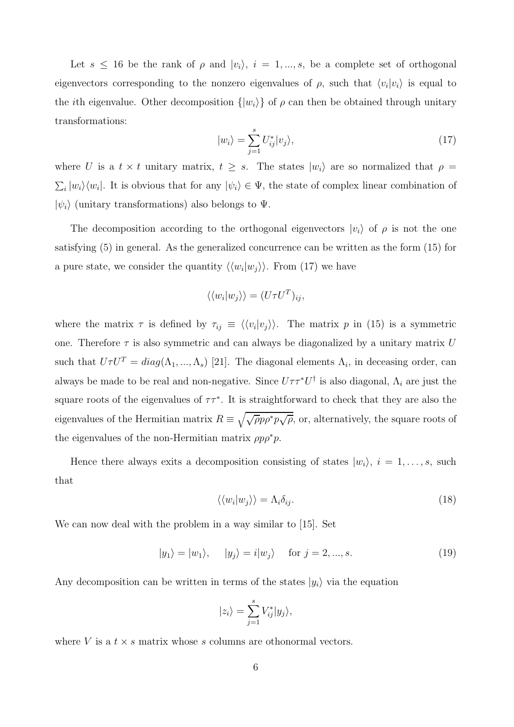Let $s \leq 16$ be the rank of $\rho$ and $|v_i\rangle$, $i = 1, ..., s$, be a complete set of orthogonal eigenvectors corresponding to the nonzero eigenvalues of $\rho$, such that $\langle v_i | v_i \rangle$ is equal to the $i$th eigenvalue. Other decomposition $\{|w_i\rangle\}$ of $\rho$ can then be obtained through unitary transformations:

$$|w_i\rangle = \sum_{j=1}^{s} U_{ij}^* |v_j\rangle, \tag{17}$$

where $U$ is a $t \times t$ unitary matrix, $t \geq s$. The states $|w_i\rangle$ are so normalized that $\rho = \sum_i |w_i\rangle\langle w_i|$. It is obvious that for any $|\psi_i\rangle \in \Psi$, the state of complex linear combination of $|\psi_i\rangle$ (unitary transformations) also belongs to $\Psi$.

The decomposition according to the orthogonal eigenvectors $|v_i\rangle$ of $\rho$ is not the one satisfying (5) in general. As the generalized concurrence can be written as the form (15) for a pure state, we consider the quantity $\langle\langle w_i | w_j \rangle\rangle$. From (17) we have

$$\langle\langle w_i | w_j \rangle\rangle = (U \tau U^T)_{ij},$$

where the matrix $\tau$ is defined by $\tau_{ij} \equiv \langle\langle v_i | v_j \rangle\rangle$. The matrix $p$ in (15) is a symmetric one. Therefore $\tau$ is also symmetric and can always be diagonalized by a unitary matrix $U$ such that $U \tau U^T = diag(\Lambda_1, ..., \Lambda_s)$ [21]. The diagonal elements $\Lambda_i$, in deceasing order, can always be made to be real and non-negative. Since $U \tau \tau^* U^\dagger$ is also diagonal, $\Lambda_i$ are just the square roots of the eigenvalues of $\tau\tau^*$. It is straightforward to check that they are also the eigenvalues of the Hermitian matrix $R \equiv \sqrt{\sqrt{\rho} p \rho^* p \sqrt{\rho}}$, or, alternatively, the square roots of the eigenvalues of the non-Hermitian matrix $\rho p \rho^* p$.

Hence there always exits a decomposition consisting of states $|w_i\rangle$, $i = 1, \ldots, s$, such that

$$\langle\langle w_i | w_j \rangle\rangle = \Lambda_i \delta_{ij}. \tag{18}$$

We can now deal with the problem in a way similar to [15]. Set

$$|y_1\rangle = |w_1\rangle, \quad |y_j\rangle = i|w_j\rangle \quad \text{for } j = 2, ..., s. \tag{19}$$

Any decomposition can be written in terms of the states $|y_i\rangle$ via the equation

$$|z_i\rangle = \sum_{j=1}^{s} V_{ij}^* |y_j\rangle,$$

where $V$ is a $t \times s$ matrix whose $s$ columns are othonormal vectors.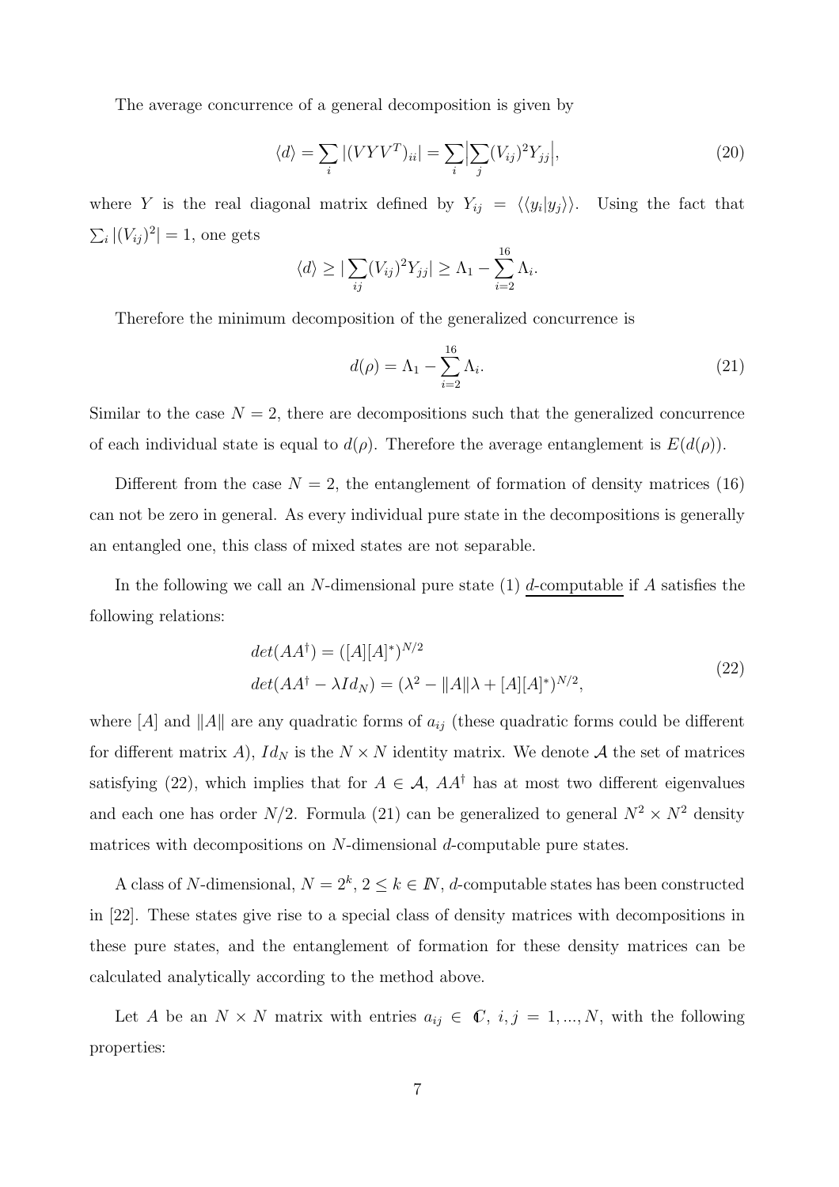The average concurrence of a general decomposition is given by

$$\langle d \rangle = \sum_i |(VYV^T)_{ii}| = \sum_i \Big| \sum_j (V_{ij})^2 Y_{jj} \Big|, \tag{20}$$

where $Y$ is the real diagonal matrix defined by $Y_{ij} = \langle \langle y_i | y_j \rangle \rangle$. Using the fact that $\sum_i |(V_{ij})^2| = 1$, one gets

$$\langle d \rangle \geq |\sum_{ij} (V_{ij})^2 Y_{jj}| \geq \Lambda_1 - \sum_{i=2}^{16} \Lambda_i.$$

Therefore the minimum decomposition of the generalized concurrence is

$$d(\rho) = \Lambda_1 - \sum_{i=2}^{16} \Lambda_i. \tag{21}$$

Similar to the case $N = 2$, there are decompositions such that the generalized concurrence of each individual state is equal to $d(\rho)$. Therefore the average entanglement is $E(d(\rho))$.

Different from the case $N = 2$, the entanglement of formation of density matrices (16) can not be zero in general. As every individual pure state in the decompositions is generally an entangled one, this class of mixed states are not separable.

In the following we call an $N$-dimensional pure state (1) <u>$d$-computable</u> if $A$ satisfies the following relations:

$$\begin{array}{l} det(AA^\dagger) = ([A][A]^*)^{N/2} \\ det(AA^\dagger - \lambda Id_N) = (\lambda^2 - \|A\|\lambda + [A][A]^*)^{N/2}, \end{array} \tag{22}$$

where $[A]$ and $\|A\|$ are any quadratic forms of $a_{ij}$ (these quadratic forms could be different for different matrix $A$), $Id_N$ is the $N \times N$ identity matrix. We denote $\mathcal{A}$ the set of matrices satisfying (22), which implies that for $A \in \mathcal{A}$, $AA^\dagger$ has at most two different eigenvalues and each one has order $N/2$. Formula (21) can be generalized to general $N^2 \times N^2$ density matrices with decompositions on $N$-dimensional $d$-computable pure states.

A class of $N$-dimensional, $N = 2^k$, $2 \leq k \in I\!N$, $d$-computable states has been constructed in [22]. These states give rise to a special class of density matrices with decompositions in these pure states, and the entanglement of formation for these density matrices can be calculated analytically according to the method above.

Let $A$ be an $N \times N$ matrix with entries $a_{ij} \in \mathbb{C}$, $i, j = 1, ..., N$, with the following properties: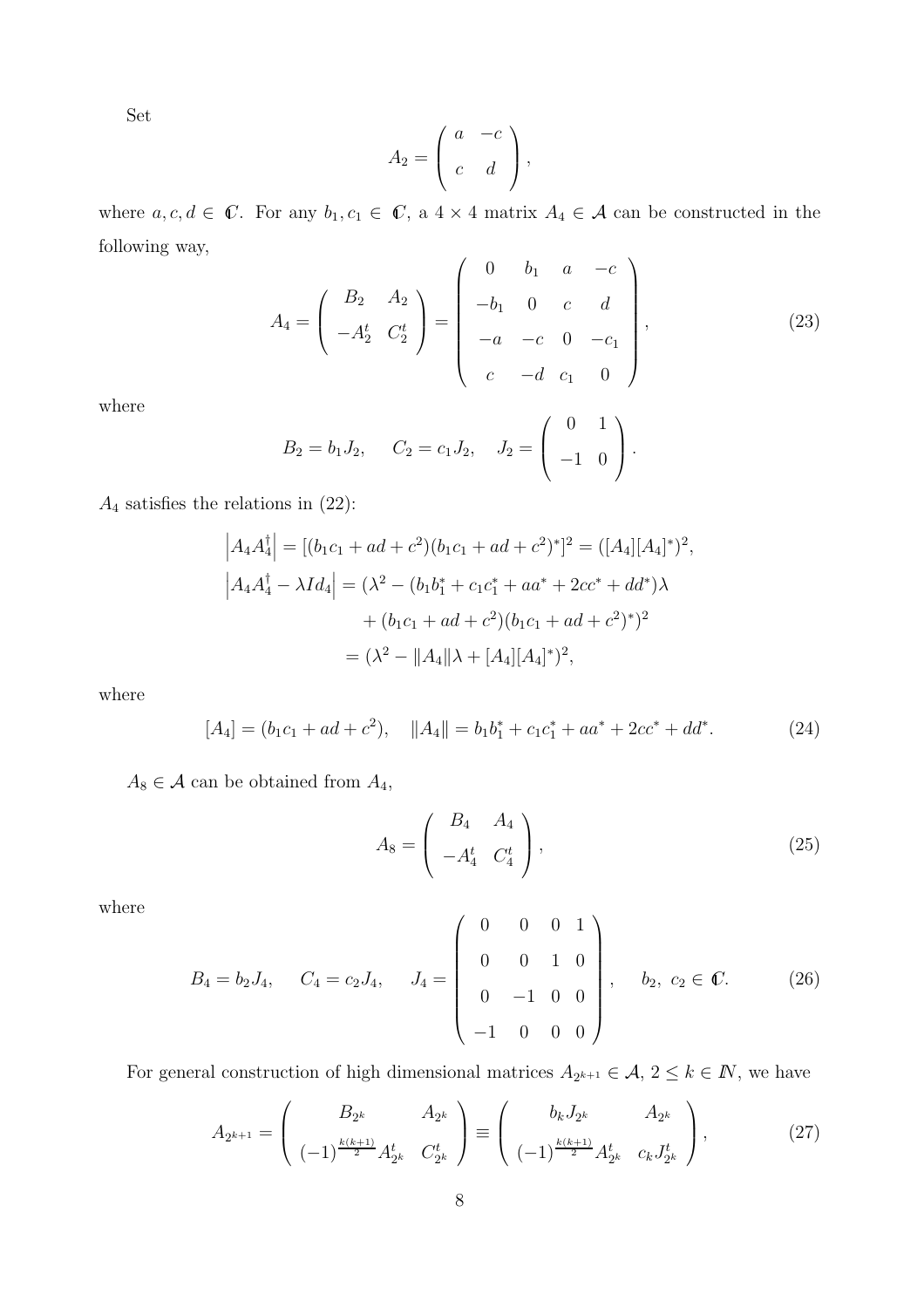Set

$$A_2 = \begin{pmatrix} a & -c \\ c & d \end{pmatrix},$$

where $a, c, d \in \mathbb{C}$. For any $b_1, c_1 \in \mathbb{C}$, a $4 \times 4$ matrix $A_4 \in \mathcal{A}$ can be constructed in the following way,

$$A_4 = \begin{pmatrix} B_2 & A_2 \\ -A_2^t & C_2^t \end{pmatrix} = \begin{pmatrix} 0 & b_1 & a & -c \\ -b_1 & 0 & c & d \\ -a & -c & 0 & -c_1 \\ c & -d & c_1 & 0 \end{pmatrix}, \tag{23}$$

where

$$B_2 = b_1 J_2, \quad C_2 = c_1 J_2, \quad J_2 = \begin{pmatrix} 0 & 1 \\ -1 & 0 \end{pmatrix}.$$

$A_4$ satisfies the relations in (22):

$$\begin{aligned}
\left| A_4 A_4^\dagger \right| &= [(b_1c_1 + ad + c^2)(b_1c_1 + ad + c^2)^*]^2 = ([A_4][A_4]^*)^2, \\
\left| A_4 A_4^\dagger - \lambda Id_4 \right| &= (\lambda^2 - (b_1b_1^* + c_1c_1^* + aa^* + 2cc^* + dd^*)\lambda \\
&\quad + (b_1c_1 + ad + c^2)(b_1c_1 + ad + c^2)^*)^2 \\
&= (\lambda^2 - \|A_4\|\lambda + [A_4][A_4]^*)^2,
\end{aligned}$$

where

$$[A_4] = (b_1c_1 + ad + c^2), \quad \|A_4\| = b_1b_1^* + c_1c_1^* + aa^* + 2cc^* + dd^*. \tag{24}$$

$A_8 \in \mathcal{A}$ can be obtained from $A_4$,

$$A_8 = \begin{pmatrix} B_4 & A_4 \\ -A_4^t & C_4^t \end{pmatrix}, \tag{25}$$

where

$$B_4 = b_2 J_4, \quad C_4 = c_2 J_4, \quad J_4 = \begin{pmatrix} 0 & 0 & 0 & 1 \\ 0 & 0 & 1 & 0 \\ 0 & -1 & 0 & 0 \\ -1 & 0 & 0 & 0 \end{pmatrix}, \quad b_2,\ c_2 \in \mathbb{C}. \tag{26}$$

For general construction of high dimensional matrices $A_{2^{k+1}} \in \mathcal{A}$, $2 \leq k \in \mathbb{N}$, we have

$$A_{2^{k+1}} = \begin{pmatrix} B_{2^k} & A_{2^k} \\ (-1)^{\frac{k(k+1)}{2}} A_{2^k}^t & C_{2^k}^t \end{pmatrix} \equiv \begin{pmatrix} b_k J_{2^k} & A_{2^k} \\ (-1)^{\frac{k(k+1)}{2}} A_{2^k}^t & c_k J_{2^k}^t \end{pmatrix}, \tag{27}$$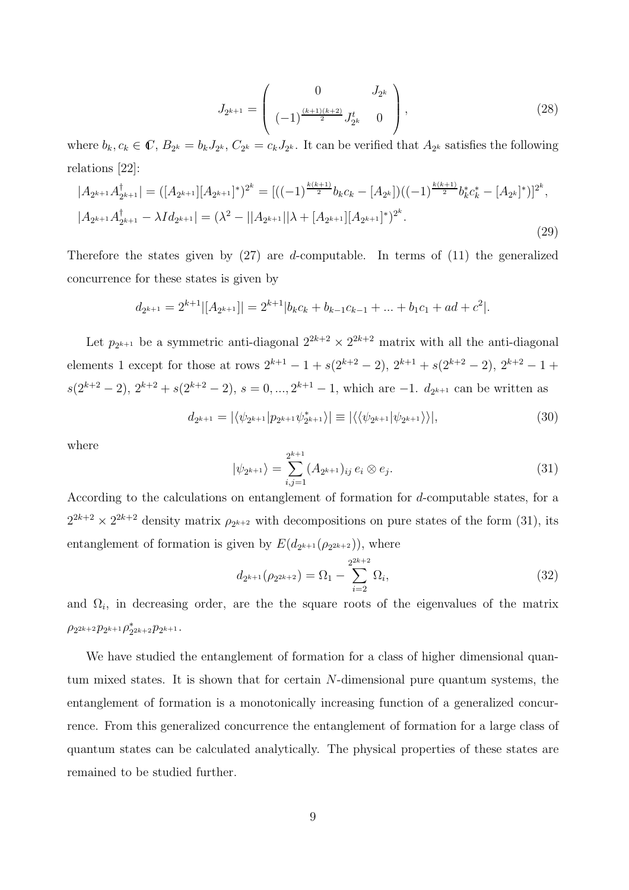$$J_{2^{k+1}} = \begin{pmatrix} 0 & J_{2^k} \\ (-1)^{\frac{(k+1)(k+2)}{2}} J_{2^k}^t & 0 \end{pmatrix}, \tag{28}$$

where $b_k, c_k \in \mathbb{C}$, $B_{2^k} = b_k J_{2^k}$, $C_{2^k} = c_k J_{2^k}$. It can be verified that $A_{2^k}$ satisfies the following relations [22]:

$$\begin{aligned}
&|A_{2^{k+1}} A_{2^{k+1}}^\dagger| = ([A_{2^{k+1}}][A_{2^{k+1}}]^*)^{2^k} = [((-1)^{\frac{k(k+1)}{2}} b_k c_k - [A_{2^k}])((-1)^{\frac{k(k+1)}{2}} b_k^* c_k^* - [A_{2^k}]^*)]^{2^k}, \\
&|A_{2^{k+1}} A_{2^{k+1}}^\dagger - \lambda I d_{2^{k+1}}| = (\lambda^2 - ||A_{2^{k+1}}||\lambda + [A_{2^{k+1}}][A_{2^{k+1}}]^*)^{2^k}.
\end{aligned} \tag{29}$$

Therefore the states given by (27) are $d$-computable. In terms of (11) the generalized concurrence for these states is given by

$$d_{2^{k+1}} = 2^{k+1}|[A_{2^{k+1}}]| = 2^{k+1}|b_k c_k + b_{k-1}c_{k-1} + ... + b_1 c_1 + ad + c^2|.$$

Let $p_{2^{k+1}}$ be a symmetric anti-diagonal $2^{2k+2} \times 2^{2k+2}$ matrix with all the anti-diagonal elements 1 except for those at rows $2^{k+1} - 1 + s(2^{k+2} - 2)$, $2^{k+1} + s(2^{k+2} - 2)$, $2^{k+2} - 1 + s(2^{k+2} - 2)$, $2^{k+2} + s(2^{k+2} - 2)$, $s = 0, ..., 2^{k+1} - 1$, which are $-1$. $d_{2^{k+1}}$ can be written as

$$d_{2^{k+1}} = |\langle \psi_{2^{k+1}} | p_{2^{k+1}} \psi_{2^{k+1}}^* \rangle| \equiv |\langle\langle \psi_{2^{k+1}} | \psi_{2^{k+1}} \rangle\rangle|, \tag{30}$$

where

$$|\psi_{2^{k+1}}\rangle = \sum_{i,j=1}^{2^{k+1}} (A_{2^{k+1}})_{ij} \, e_i \otimes e_j. \tag{31}$$

According to the calculations on entanglement of formation for $d$-computable states, for a $2^{2k+2} \times 2^{2k+2}$ density matrix $\rho_{2^{k+2}}$ with decompositions on pure states of the form (31), its entanglement of formation is given by $E(d_{2^{k+1}}(\rho_{2^{2k+2}}))$, where

$$d_{2^{k+1}}(\rho_{2^{2k+2}}) = \Omega_1 - \sum_{i=2}^{2^{2k+2}} \Omega_i, \tag{32}$$

and $\Omega_i$, in decreasing order, are the the square roots of the eigenvalues of the matrix $\rho_{2^{2k+2}} p_{2^{k+1}} \rho_{2^{2k+2}}^* p_{2^{k+1}}$.

We have studied the entanglement of formation for a class of higher dimensional quantum mixed states. It is shown that for certain $N$-dimensional pure quantum systems, the entanglement of formation is a monotonically increasing function of a generalized concurrence. From this generalized concurrence the entanglement of formation for a large class of quantum states can be calculated analytically. The physical properties of these states are remained to be studied further.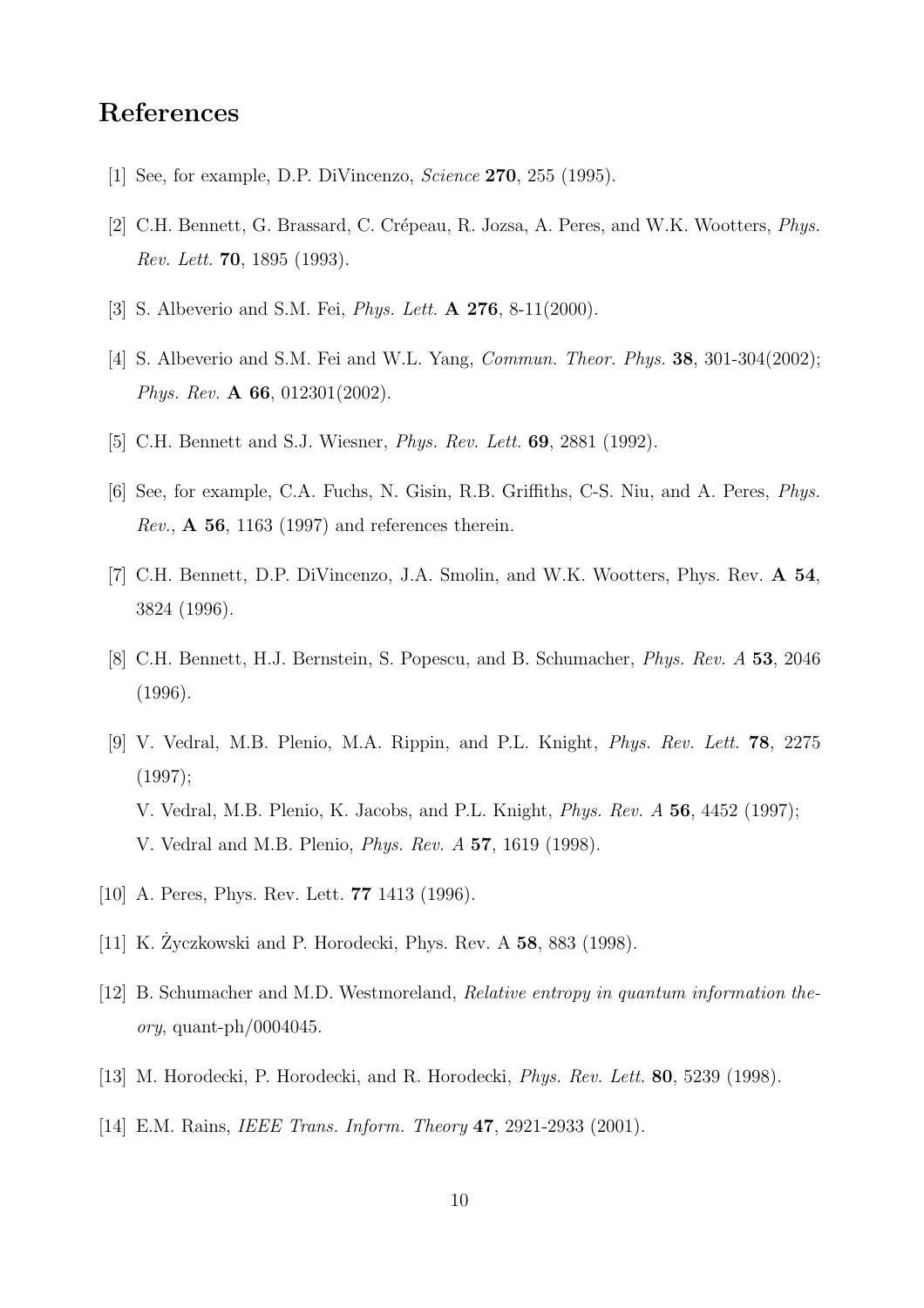# References

[1] See, for example, D.P. DiVincenzo, *Science* **270**, 255 (1995).

[2] C.H. Bennett, G. Brassard, C. Crépeau, R. Jozsa, A. Peres, and W.K. Wootters, *Phys. Rev. Lett.* **70**, 1895 (1993).

[3] S. Albeverio and S.M. Fei, *Phys. Lett.* **A 276**, 8-11(2000).

[4] S. Albeverio and S.M. Fei and W.L. Yang, *Commun. Theor. Phys.* **38**, 301-304(2002); *Phys. Rev.* **A 66**, 012301(2002).

[5] C.H. Bennett and S.J. Wiesner, *Phys. Rev. Lett.* **69**, 2881 (1992).

[6] See, for example, C.A. Fuchs, N. Gisin, R.B. Griffiths, C-S. Niu, and A. Peres, *Phys. Rev.*, **A 56**, 1163 (1997) and references therein.

[7] C.H. Bennett, D.P. DiVincenzo, J.A. Smolin, and W.K. Wootters, Phys. Rev. **A 54**, 3824 (1996).

[8] C.H. Bennett, H.J. Bernstein, S. Popescu, and B. Schumacher, *Phys. Rev. A* **53**, 2046 (1996).

[9] V. Vedral, M.B. Plenio, M.A. Rippin, and P.L. Knight, *Phys. Rev. Lett.* **78**, 2275 (1997);
V. Vedral, M.B. Plenio, K. Jacobs, and P.L. Knight, *Phys. Rev. A* **56**, 4452 (1997);
V. Vedral and M.B. Plenio, *Phys. Rev. A* **57**, 1619 (1998).

[10] A. Peres, Phys. Rev. Lett. **77** 1413 (1996).

[11] K. Życzkowski and P. Horodecki, Phys. Rev. A **58**, 883 (1998).

[12] B. Schumacher and M.D. Westmoreland, *Relative entropy in quantum information theory*, quant-ph/0004045.

[13] M. Horodecki, P. Horodecki, and R. Horodecki, *Phys. Rev. Lett.* **80**, 5239 (1998).

[14] E.M. Rains, *IEEE Trans. Inform. Theory* **47**, 2921-2933 (2001).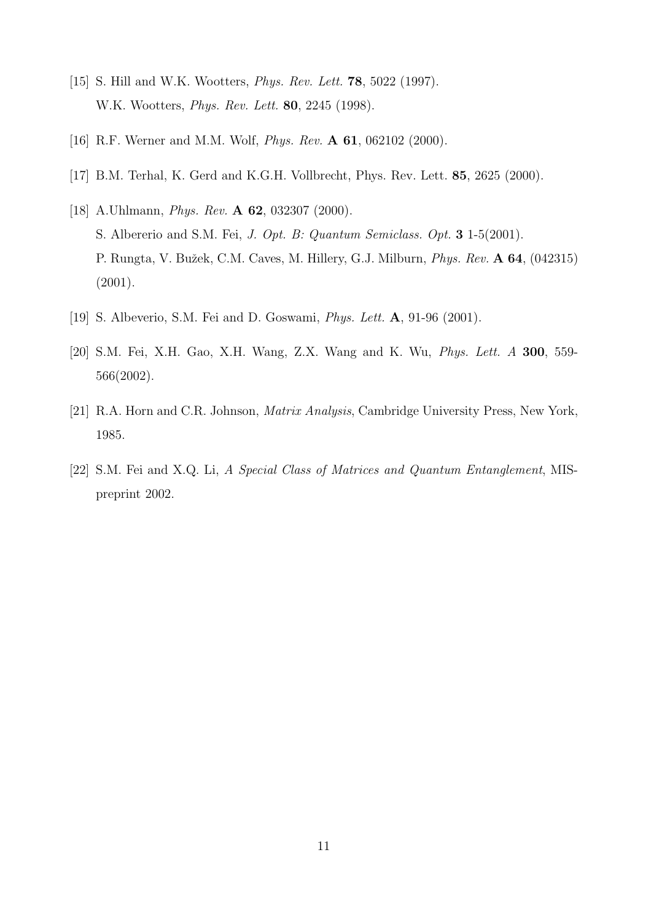[15] S. Hill and W.K. Wootters, *Phys. Rev. Lett.* **78**, 5022 (1997).
W.K. Wootters, *Phys. Rev. Lett.* **80**, 2245 (1998).

[16] R.F. Werner and M.M. Wolf, *Phys. Rev.* **A 61**, 062102 (2000).

[17] B.M. Terhal, K. Gerd and K.G.H. Vollbrecht, Phys. Rev. Lett. **85**, 2625 (2000).

[18] A.Uhlmann, *Phys. Rev.* **A 62**, 032307 (2000).
S. Albererio and S.M. Fei, *J. Opt. B: Quantum Semiclass. Opt.* **3** 1-5(2001).
P. Rungta, V. Bužek, C.M. Caves, M. Hillery, G.J. Milburn, *Phys. Rev.* **A 64**, (042315) (2001).

[19] S. Albeverio, S.M. Fei and D. Goswami, *Phys. Lett.* **A**, 91-96 (2001).

[20] S.M. Fei, X.H. Gao, X.H. Wang, Z.X. Wang and K. Wu, *Phys. Lett. A* **300**, 559-566(2002).

[21] R.A. Horn and C.R. Johnson, *Matrix Analysis*, Cambridge University Press, New York, 1985.

[22] S.M. Fei and X.Q. Li, *A Special Class of Matrices and Quantum Entanglement*, MIS-preprint 2002.